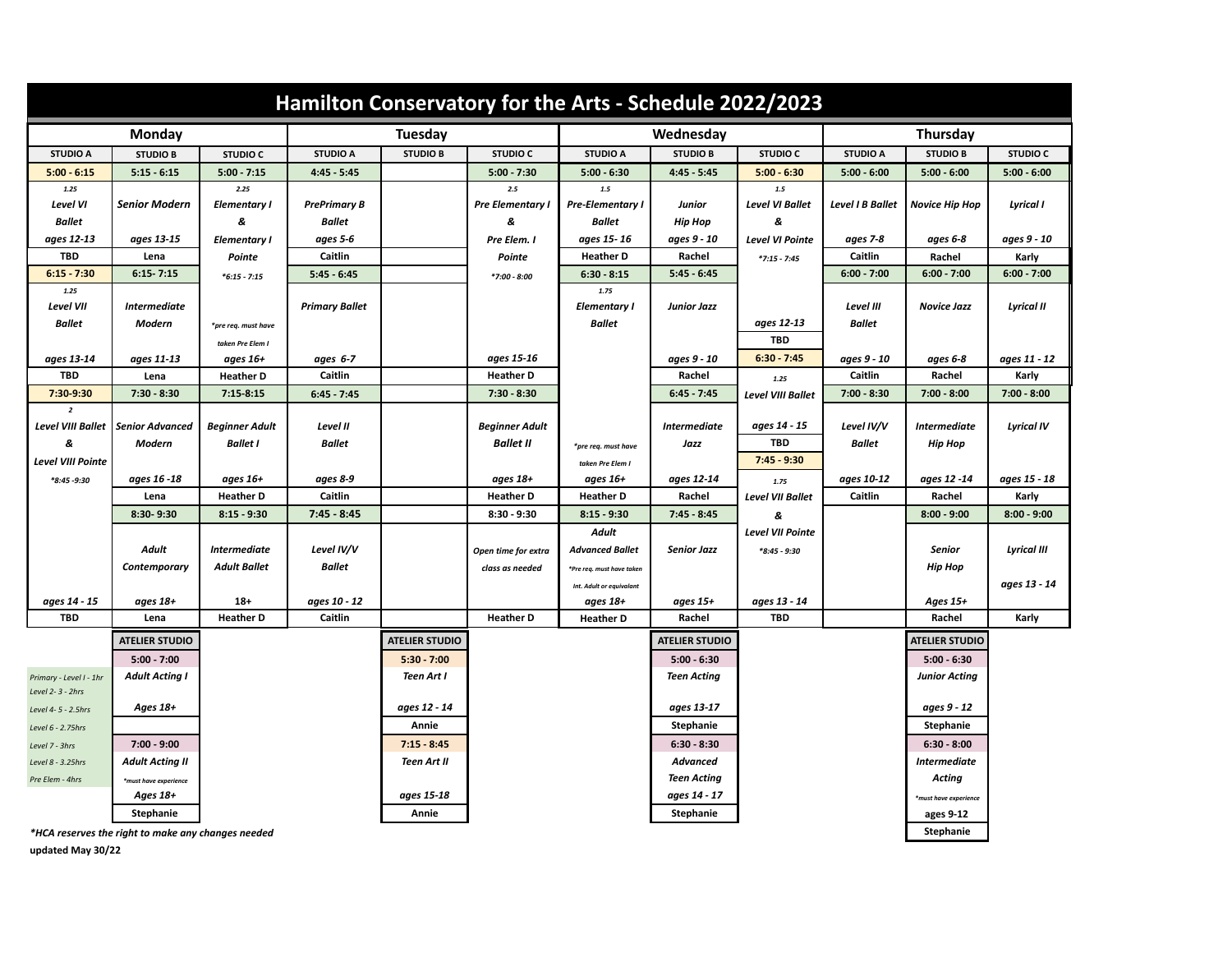# Hamilton Conservatory for the Arts - Schedule 2022/2023

| Monday | | | Tuesday | | | Wednesday | | | Thursday | | |
|---|---|---|---|---|---|---|---|---|---|---|---|
| STUDIO A | STUDIO B | STUDIO C | STUDIO A | STUDIO B | STUDIO C | STUDIO A | STUDIO B | STUDIO C | STUDIO A | STUDIO B | STUDIO C |
| **5:00 - 6:15**<br>1.25<br>*Level VI Ballet*<br>*ages 12-13*<br>**TBD** | **5:15 - 6:15**<br>*Senior Modern*<br>*ages 13-15*<br>**Lena** | **5:00 - 7:15**<br>2.25<br>*Elementary I & Elementary I Pointe*<br>*6:15 - 7:15<br>*pre req. must have taken Pre Elem I<br>*ages 16+*<br>**Heather D** | **4:45 - 5:45**<br>*PrePrimary B Ballet*<br>*ages 5-6*<br>**Caitlin** | | **5:00 - 7:30**<br>2.5<br>*Pre Elementary I & Pre Elem. I Pointe*<br>*7:00 - 8:00<br>*ages 15-16*<br>**Heather D** | **5:00 - 6:30**<br>1.5<br>*Pre-Elementary I Ballet*<br>*ages 15- 16*<br>**Heather D** | **4:45 - 5:45**<br>*Junior Hip Hop*<br>*ages 9 - 10*<br>**Rachel** | **5:00 - 6:30**<br>1.5<br>*Level VI Ballet & Level VI Pointe*<br>*7:15 - 7:45<br>*ages 12-13*<br>**TBD** | **5:00 - 6:00**<br>*Level I B Ballet*<br>*ages 7-8*<br>**Caitlin** | **5:00 - 6:00**<br>*Novice Hip Hop*<br>*ages 6-8*<br>**Rachel** | **5:00 - 6:00**<br>*Lyrical I*<br>*ages 9 - 10*<br>**Karly** |
| **6:15 - 7:30**<br>1.25<br>*Level VII Ballet*<br>*ages 13-14*<br>**TBD** | **6:15- 7:15**<br>*Intermediate Modern*<br>*ages 11-13*<br>**Lena** | **7:15-8:15**<br>*Beginner Adult Ballet I*<br>*ages 16+*<br>**Heather D** | **5:45 - 6:45**<br>*Primary Ballet*<br>*ages 6-7*<br>**Caitlin** | | **7:30 - 8:30**<br>*Beginner Adult Ballet II*<br>*ages 18+*<br>**Heather D** | **6:30 - 8:15**<br>1.75<br>*Elementary I Ballet*<br>*pre req. must have taken Pre Elem I<br>*ages 16+*<br>**Heather D** | **5:45 - 6:45**<br>*Junior Jazz*<br>*ages 9 - 10*<br>**Rachel** | **6:30 - 7:45**<br>1.25<br>*Level VIII Ballet*<br>*ages 14 - 15*<br>**TBD** | **6:00 - 7:00**<br>*Level III Ballet*<br>*ages 9 - 10*<br>**Caitlin** | **6:00 - 7:00**<br>*Novice Jazz*<br>*ages 6-8*<br>**Rachel** | **6:00 - 7:00**<br>*Lyrical II*<br>*ages 11 - 12*<br>**Karly** |
| **7:30-9:30**<br>2<br>*Level VIII Ballet & Level VIII Pointe*<br>*8:45 -9:30<br>*ages 14 - 15*<br>**TBD** | **7:30 - 8:30**<br>*Senior Advanced Modern*<br>*ages 16 -18*<br>**Lena** | **8:15 - 9:30**<br>*Intermediate Adult Ballet*<br>*18+*<br>**Heather D** | **6:45 - 7:45**<br>*Level II Ballet*<br>*ages 8-9*<br>**Caitlin** | | **8:30 - 9:30**<br>*Open time for extra class as needed*<br>**Heather D** | **8:15 - 9:30**<br>*Adult Advanced Ballet*<br>*Pre req. must have taken Int. Adult or equivalent<br>*ages 18+*<br>**Heather D** | **6:45 - 7:45**<br>*Intermediate Jazz*<br>*ages 12-14*<br>**Rachel** | **7:45 - 9:30**<br>1.75<br>*Level VII Ballet & Level VII Pointe*<br>*8:45 - 9:30<br>*ages 13 - 14*<br>**TBD** | **7:00 - 8:30**<br>*Level IV/V Ballet*<br>*ages 10-12*<br>**Caitlin** | **7:00 - 8:00**<br>*Intermediate Hip Hop*<br>*ages 12 -14*<br>**Rachel** | **7:00 - 8:00**<br>*Lyrical IV*<br>*ages 15 - 18*<br>**Karly** |
| | **8:30- 9:30**<br>*Adult Contemporary*<br>*ages 18+*<br>**Lena** | | **7:45 - 8:45**<br>*Level IV/V Ballet*<br>*ages 10 - 12*<br>**Caitlin** | | | | **7:45 - 8:45**<br>*Senior Jazz*<br>*ages 15+*<br>**Rachel** | | | **8:00 - 9:00**<br>*Senior Hip Hop*<br>*Ages 15+*<br>**Rachel** | **8:00 - 9:00**<br>*Lyrical III*<br>*ages 13 - 14*<br>**Karly** |

## Atelier Studio

| Monday | Tuesday | Wednesday | Thursday |
|---|---|---|---|
| **5:00 - 7:00**<br>*Adult Acting I*<br>*Ages 18+*<br>**Stephanie** | **5:30 - 7:00**<br>*Teen Art I*<br>*ages 12 - 14*<br>**Annie** | **5:00 - 6:30**<br>*Teen Acting*<br>*ages 13-17*<br>**Stephanie** | **5:00 - 6:30**<br>*Junior Acting*<br>*ages 9 - 12*<br>**Stephanie** |
| **7:00 - 9:00**<br>*Adult Acting II*<br>*must have experience<br>*Ages 18+*<br>**Stephanie** | **7:15 - 8:45**<br>*Teen Art II*<br>*ages 15-18*<br>**Annie** | **6:30 - 8:30**<br>*Advanced Teen Acting*<br>*ages 14 - 17*<br>**Stephanie** | **6:30 - 8:00**<br>*Intermediate Acting*<br>*must have experience<br>**ages 9-12**<br>**Stephanie** |

*Primary - Level I - 1hr*
*Level 2- 3 - 2hrs*
*Level 4- 5 - 2.5hrs*
*Level 6 - 2.75hrs*
*Level 7 - 3hrs*
*Level 8 - 3.25hrs*
*Pre Elem - 4hrs*

***HCA reserves the right to make any changes needed**

**updated May 30/22**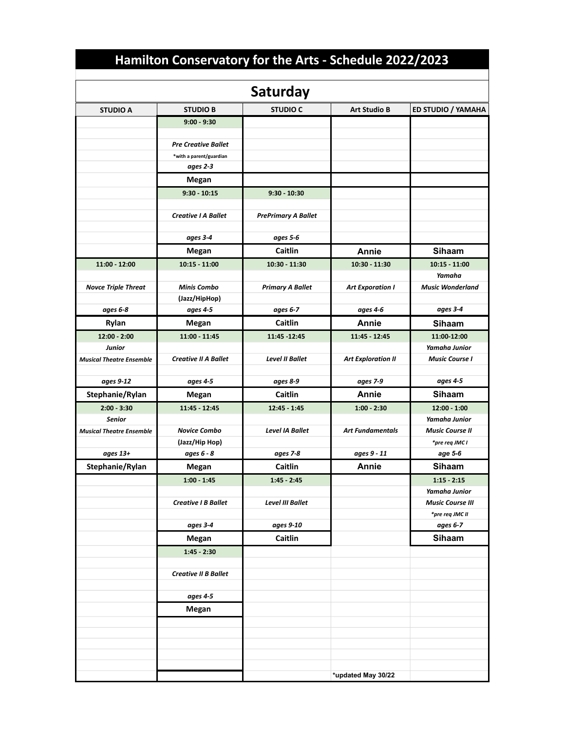# Hamilton Conservatory for the Arts - Schedule 2022/2023

## Saturday

| STUDIO A | STUDIO B | STUDIO C | Art Studio B | ED STUDIO / YAMAHA |
|---|---|---|---|---|
| | 9:00 - 9:30<br>*Pre Creative Ballet*<br>*with a parent/guardian<br>*ages 2-3*<br>**Megan** | | | |
| | 9:30 - 10:15<br>*Creative I A Ballet*<br>*ages 3-4*<br>**Megan** | 9:30 - 10:30<br>*PrePrimary A Ballet*<br>*ages 5-6*<br>**Caitlin** | **Annie** | **Sihaam** |
| 11:00 - 12:00<br>*Novce Triple Threat*<br>*ages 6-8*<br>**Rylan** | 10:15 - 11:00<br>*Minis Combo*<br>(Jazz/HipHop)<br>*ages 4-5*<br>**Megan** | 10:30 - 11:30<br>*Primary A Ballet*<br>*ages 6-7*<br>**Caitlin** | 10:30 - 11:30<br>*Art Exporation I*<br>*ages 4-6*<br>**Annie** | 10:15 - 11:00<br>*Yamaha*<br>*Music Wonderland*<br>*ages 3-4*<br>**Sihaam** |
| 12:00 - 2:00<br>*Junior*<br>*Musical Theatre Ensemble*<br>*ages 9-12*<br>**Stephanie/Rylan** | 11:00 - 11:45<br>*Creative II A Ballet*<br>*ages 4-5*<br>**Megan** | 11:45 -12:45<br>*Level II Ballet*<br>*ages 8-9*<br>**Caitlin** | 11:45 - 12:45<br>*Art Exploration II*<br>*ages 7-9*<br>**Annie** | 11:00-12:00<br>*Yamaha Junior*<br>*Music Course I*<br>*ages 4-5*<br>**Sihaam** |
| 2:00 - 3:30<br>*Senior*<br>*Musical Theatre Ensemble*<br>*ages 13+*<br>**Stephanie/Rylan** | 11:45 - 12:45<br>*Novice Combo*<br>(Jazz/Hip Hop)<br>*ages 6 - 8*<br>**Megan** | 12:45 - 1:45<br>*Level IA Ballet*<br>*ages 7-8*<br>**Caitlin** | 1:00 - 2:30<br>*Art Fundamentals*<br>*ages 9 - 11*<br>**Annie** | 12:00 - 1:00<br>*Yamaha Junior*<br>*Music Course II*<br>*pre req JMC I<br>*age 5-6*<br>**Sihaam** |
| | 1:00 - 1:45<br>*Creative I B Ballet*<br>*ages 3-4*<br>**Megan** | 1:45 - 2:45<br>*Level III Ballet*<br>*ages 9-10*<br>**Caitlin** | | 1:15 - 2:15<br>*Yamaha Junior*<br>*Music Course III*<br>*pre req JMC II<br>*ages 6-7*<br>**Sihaam** |
| | 1:45 - 2:30<br>*Creative II B Ballet*<br>*ages 4-5*<br>**Megan** | | | |

*updated May 30/22